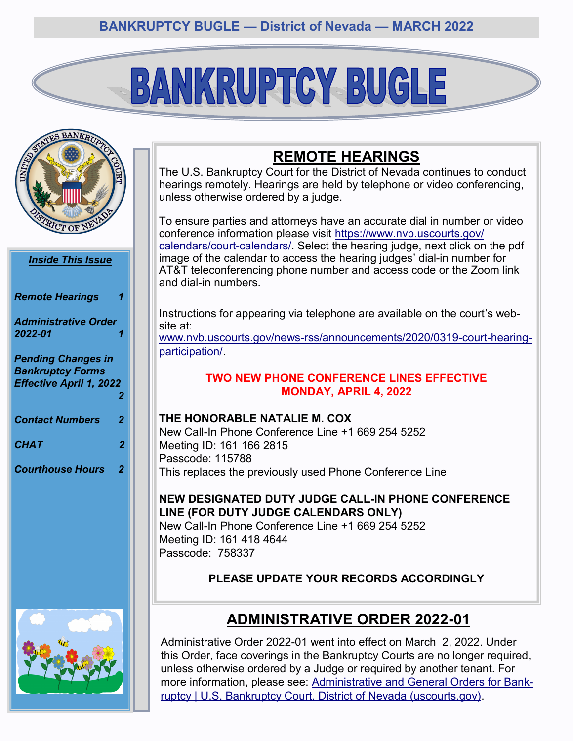# BANKRUPTCY BUGLE

***Inside This Issue***

- *Remote Hearings* 1
- *Administrative Order 2022-01* 1
- *Pending Changes in Bankruptcy Forms Effective April 1, 2022* 2
- *Contact Numbers* 2
- *CHAT* 2
- *Courthouse Hours* 2

## REMOTE HEARINGS

The U.S. Bankruptcy Court for the District of Nevada continues to conduct hearings remotely. Hearings are held by telephone or video conferencing, unless otherwise ordered by a judge.

To ensure parties and attorneys have an accurate dial in number or video conference information please visit https://www.nvb.uscourts.gov/calendars/court-calendars/. Select the hearing judge, next click on the pdf image of the calendar to access the hearing judges' dial-in number for AT&T teleconferencing phone number and access code or the Zoom link and dial-in numbers.

Instructions for appearing via telephone are available on the court's web-site at:
www.nvb.uscourts.gov/news-rss/announcements/2020/0319-court-hearing-participation/.

**TWO NEW PHONE CONFERENCE LINES EFFECTIVE MONDAY, APRIL 4, 2022**

**THE HONORABLE NATALIE M. COX**
New Call-In Phone Conference Line +1 669 254 5252
Meeting ID: 161 166 2815
Passcode: 115788
This replaces the previously used Phone Conference Line

**NEW DESIGNATED DUTY JUDGE CALL-IN PHONE CONFERENCE LINE (FOR DUTY JUDGE CALENDARS ONLY)**
New Call-In Phone Conference Line +1 669 254 5252
Meeting ID: 161 418 4644
Passcode: 758337

**PLEASE UPDATE YOUR RECORDS ACCORDINGLY**

## ADMINISTRATIVE ORDER 2022-01

Administrative Order 2022-01 went into effect on March 2, 2022. Under this Order, face coverings in the Bankruptcy Courts are no longer required, unless otherwise ordered by a Judge or required by another tenant. For more information, please see: Administrative and General Orders for Bankruptcy | U.S. Bankruptcy Court, District of Nevada (uscourts.gov).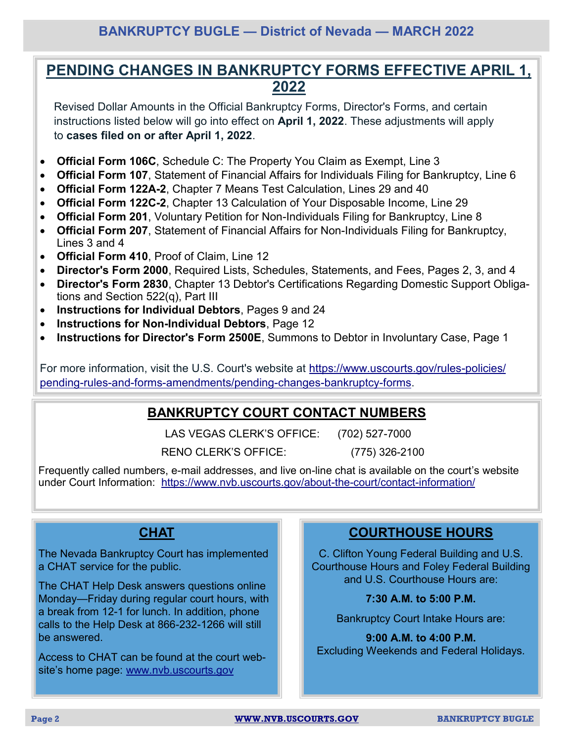## PENDING CHANGES IN BANKRUPTCY FORMS EFFECTIVE APRIL 1, 2022

Revised Dollar Amounts in the Official Bankruptcy Forms, Director's Forms, and certain instructions listed below will go into effect on **April 1, 2022**. These adjustments will apply to **cases filed on or after April 1, 2022**.

- **Official Form 106C**, Schedule C: The Property You Claim as Exempt, Line 3
- **Official Form 107**, Statement of Financial Affairs for Individuals Filing for Bankruptcy, Line 6
- **Official Form 122A-2**, Chapter 7 Means Test Calculation, Lines 29 and 40
- **Official Form 122C-2**, Chapter 13 Calculation of Your Disposable Income, Line 29
- **Official Form 201**, Voluntary Petition for Non-Individuals Filing for Bankruptcy, Line 8
- **Official Form 207**, Statement of Financial Affairs for Non-Individuals Filing for Bankruptcy, Lines 3 and 4
- **Official Form 410**, Proof of Claim, Line 12
- **Director's Form 2000**, Required Lists, Schedules, Statements, and Fees, Pages 2, 3, and 4
- **Director's Form 2830**, Chapter 13 Debtor's Certifications Regarding Domestic Support Obligations and Section 522(q), Part III
- **Instructions for Individual Debtors**, Pages 9 and 24
- **Instructions for Non-Individual Debtors**, Page 12
- **Instructions for Director's Form 2500E**, Summons to Debtor in Involuntary Case, Page 1

For more information, visit the U.S. Court's website at https://www.uscourts.gov/rules-policies/pending-rules-and-forms-amendments/pending-changes-bankruptcy-forms.

## BANKRUPTCY COURT CONTACT NUMBERS

LAS VEGAS CLERK'S OFFICE: (702) 527-7000

RENO CLERK'S OFFICE: (775) 326-2100

Frequently called numbers, e-mail addresses, and live on-line chat is available on the court's website under Court Information: https://www.nvb.uscourts.gov/about-the-court/contact-information/

## CHAT

The Nevada Bankruptcy Court has implemented a CHAT service for the public.

The CHAT Help Desk answers questions online Monday—Friday during regular court hours, with a break from 12-1 for lunch. In addition, phone calls to the Help Desk at 866-232-1266 will still be answered.

Access to CHAT can be found at the court website's home page: www.nvb.uscourts.gov

## COURTHOUSE HOURS

C. Clifton Young Federal Building and U.S. Courthouse Hours and Foley Federal Building and U.S. Courthouse Hours are:

**7:30 A.M. to 5:00 P.M.**

Bankruptcy Court Intake Hours are:

**9:00 A.M. to 4:00 P.M.**
Excluding Weekends and Federal Holidays.